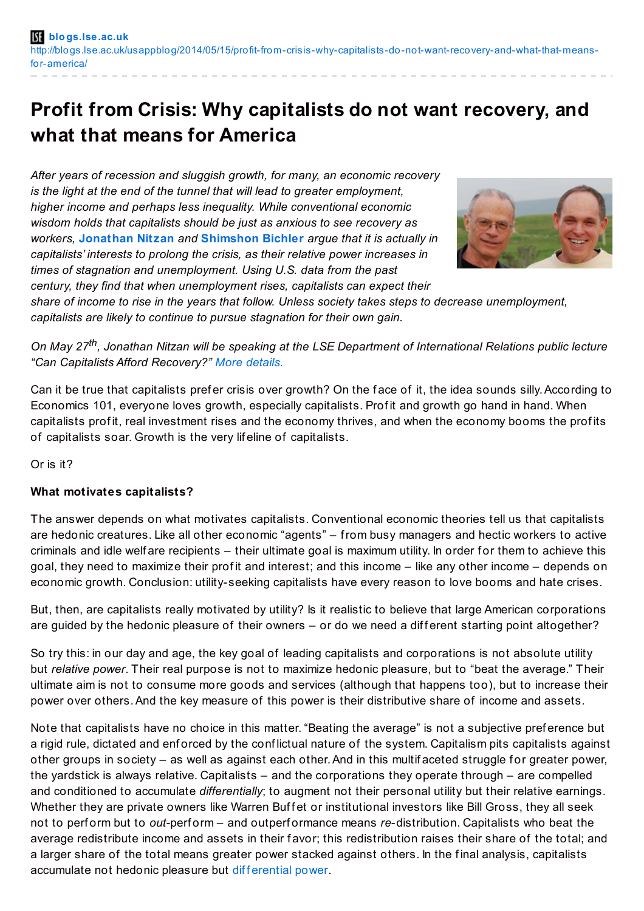# Profit from Crisis: Why capitalists do not want recovery, and what that means for America

*After years of recession and sluggish growth, for many, an economic recovery is the light at the end of the tunnel that will lead to greater employment, higher income and perhaps less inequality. While conventional economic wisdom holds that capitalists should be just as anxious to see recovery as workers,* **Jonathan Nitzan** *and* **Shimshon Bichler** *argue that it is actually in capitalists' interests to prolong the crisis, as their relative power increases in times of stagnation and unemployment. Using U.S. data from the past century, they find that when unemployment rises, capitalists can expect their share of income to rise in the years that follow. Unless society takes steps to decrease unemployment, capitalists are likely to continue to pursue stagnation for their own gain.*

*On May 27th, Jonathan Nitzan will be speaking at the LSE Department of International Relations public lecture "Can Capitalists Afford Recovery?"* More details.

Can it be true that capitalists prefer crisis over growth? On the face of it, the idea sounds silly. According to Economics 101, everyone loves growth, especially capitalists. Profit and growth go hand in hand. When capitalists profit, real investment rises and the economy thrives, and when the economy booms the profits of capitalists soar. Growth is the very lifeline of capitalists.

Or is it?

**What motivates capitalists?**

The answer depends on what motivates capitalists. Conventional economic theories tell us that capitalists are hedonic creatures. Like all other economic "agents" – from busy managers and hectic workers to active criminals and idle welfare recipients – their ultimate goal is maximum utility. In order for them to achieve this goal, they need to maximize their profit and interest; and this income – like any other income – depends on economic growth. Conclusion: utility-seeking capitalists have every reason to love booms and hate crises.

But, then, are capitalists really motivated by utility? Is it realistic to believe that large American corporations are guided by the hedonic pleasure of their owners – or do we need a different starting point altogether?

So try this: in our day and age, the key goal of leading capitalists and corporations is not absolute utility but *relative power*. Their real purpose is not to maximize hedonic pleasure, but to "beat the average." Their ultimate aim is not to consume more goods and services (although that happens too), but to increase their power over others. And the key measure of this power is their distributive share of income and assets.

Note that capitalists have no choice in this matter. "Beating the average" is not a subjective preference but a rigid rule, dictated and enforced by the conflictual nature of the system. Capitalism pits capitalists against other groups in society – as well as against each other. And in this multifaceted struggle for greater power, the yardstick is always relative. Capitalists – and the corporations they operate through – are compelled and conditioned to accumulate *differentially*; to augment not their personal utility but their relative earnings. Whether they are private owners like Warren Buffet or institutional investors like Bill Gross, they all seek not to perform but to *out*-perform – and outperformance means *re*-distribution. Capitalists who beat the average redistribute income and assets in their favor; this redistribution raises their share of the total; and a larger share of the total means greater power stacked against others. In the final analysis, capitalists accumulate not hedonic pleasure but differential power.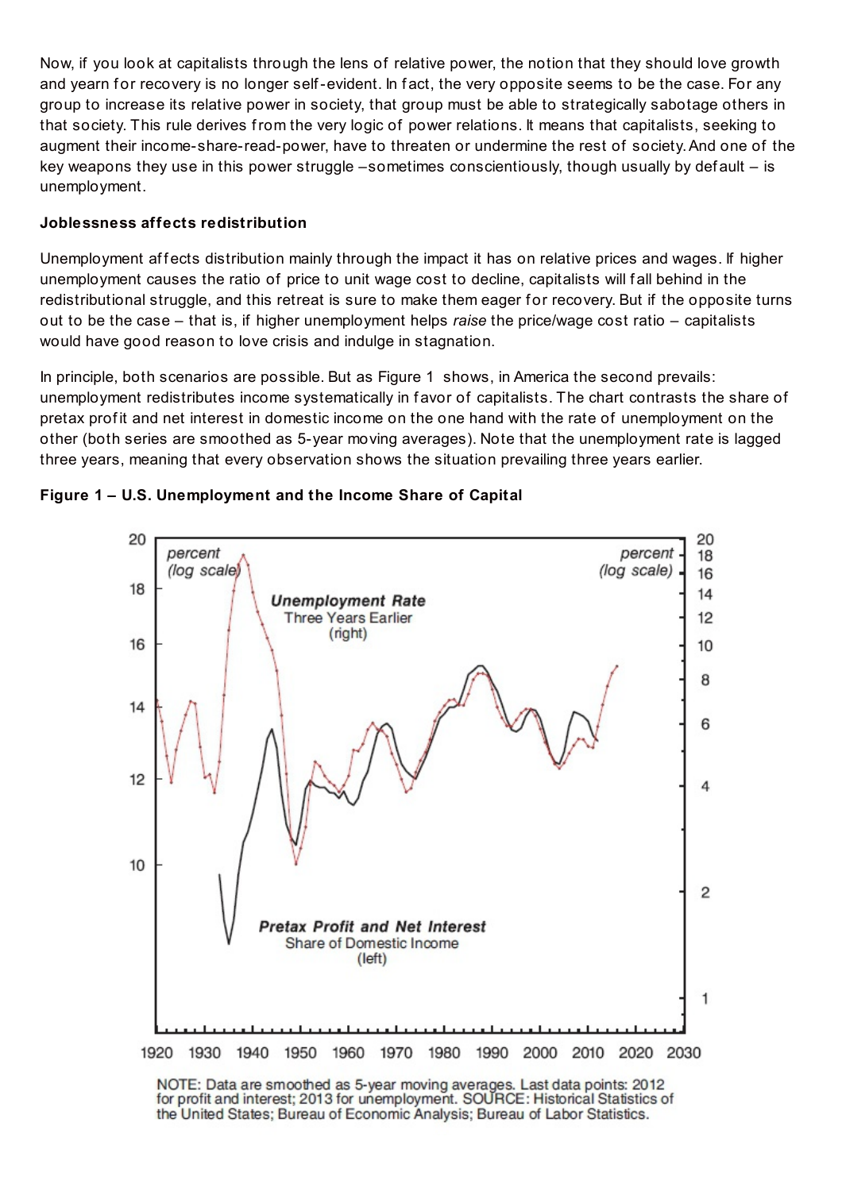Now, if you look at capitalists through the lens of relative power, the notion that they should love growth and yearn for recovery is no longer self-evident. In fact, the very opposite seems to be the case. For any group to increase its relative power in society, that group must be able to strategically sabotage others in that society. This rule derives from the very logic of power relations. It means that capitalists, seeking to augment their income-share-read-power, have to threaten or undermine the rest of society. And one of the key weapons they use in this power struggle –sometimes conscientiously, though usually by default – is unemployment.

**Joblessness affects redistribution**

Unemployment affects distribution mainly through the impact it has on relative prices and wages. If higher unemployment causes the ratio of price to unit wage cost to decline, capitalists will fall behind in the redistributional struggle, and this retreat is sure to make them eager for recovery. But if the opposite turns out to be the case – that is, if higher unemployment helps *raise* the price/wage cost ratio – capitalists would have good reason to love crisis and indulge in stagnation.

In principle, both scenarios are possible. But as Figure 1 shows, in America the second prevails: unemployment redistributes income systematically in favor of capitalists. The chart contrasts the share of pretax profit and net interest in domestic income on the one hand with the rate of unemployment on the other (both series are smoothed as 5-year moving averages). Note that the unemployment rate is lagged three years, meaning that every observation shows the situation prevailing three years earlier.

**Figure 1 – U.S. Unemployment and the Income Share of Capital**

NOTE: Data are smoothed as 5-year moving averages. Last data points: 2012 for profit and interest; 2013 for unemployment. SOURCE: Historical Statistics of the United States; Bureau of Economic Analysis; Bureau of Labor Statistics.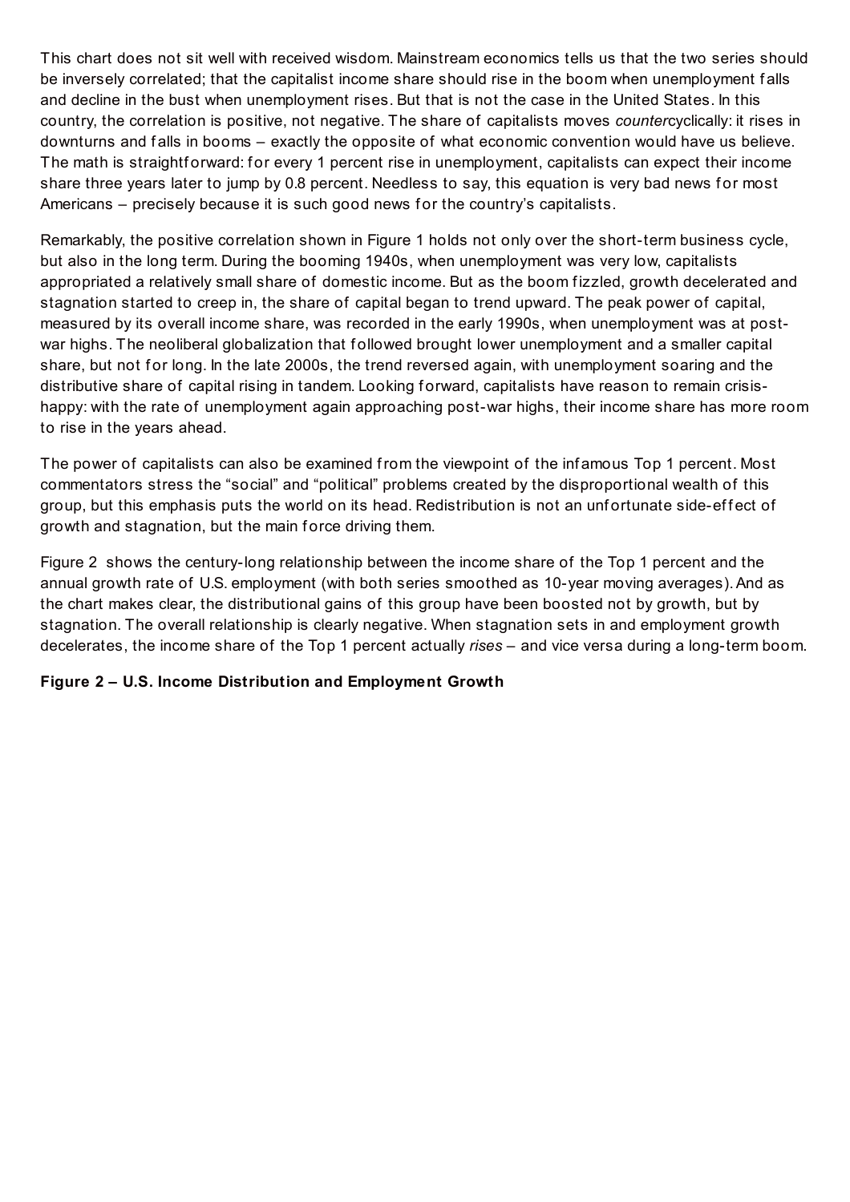This chart does not sit well with received wisdom. Mainstream economics tells us that the two series should be inversely correlated; that the capitalist income share should rise in the boom when unemployment falls and decline in the bust when unemployment rises. But that is not the case in the United States. In this country, the correlation is positive, not negative. The share of capitalists moves *counter*cyclically: it rises in downturns and falls in booms – exactly the opposite of what economic convention would have us believe. The math is straightforward: for every 1 percent rise in unemployment, capitalists can expect their income share three years later to jump by 0.8 percent. Needless to say, this equation is very bad news for most Americans – precisely because it is such good news for the country's capitalists.

Remarkably, the positive correlation shown in Figure 1 holds not only over the short-term business cycle, but also in the long term. During the booming 1940s, when unemployment was very low, capitalists appropriated a relatively small share of domestic income. But as the boom fizzled, growth decelerated and stagnation started to creep in, the share of capital began to trend upward. The peak power of capital, measured by its overall income share, was recorded in the early 1990s, when unemployment was at post-war highs. The neoliberal globalization that followed brought lower unemployment and a smaller capital share, but not for long. In the late 2000s, the trend reversed again, with unemployment soaring and the distributive share of capital rising in tandem. Looking forward, capitalists have reason to remain crisis-happy: with the rate of unemployment again approaching post-war highs, their income share has more room to rise in the years ahead.

The power of capitalists can also be examined from the viewpoint of the infamous Top 1 percent. Most commentators stress the "social" and "political" problems created by the disproportional wealth of this group, but this emphasis puts the world on its head. Redistribution is not an unfortunate side-effect of growth and stagnation, but the main force driving them.

Figure 2 shows the century-long relationship between the income share of the Top 1 percent and the annual growth rate of U.S. employment (with both series smoothed as 10-year moving averages). And as the chart makes clear, the distributional gains of this group have been boosted not by growth, but by stagnation. The overall relationship is clearly negative. When stagnation sets in and employment growth decelerates, the income share of the Top 1 percent actually *rises* – and vice versa during a long-term boom.

**Figure 2 – U.S. Income Distribution and Employment Growth**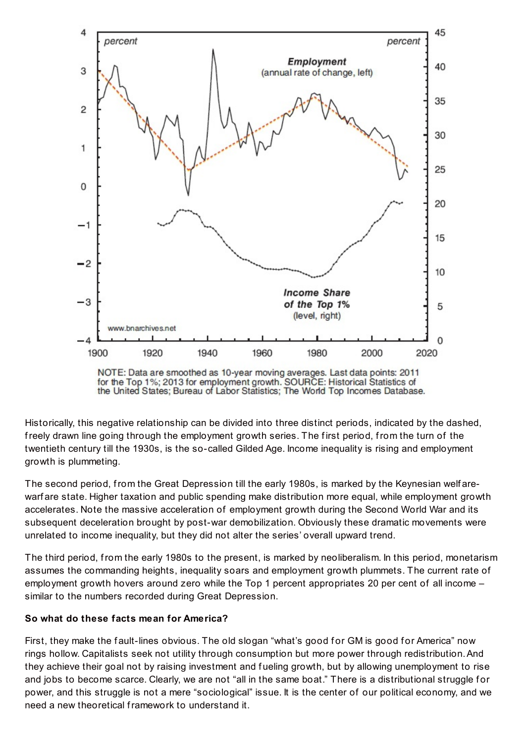NOTE: Data are smoothed as 10-year moving averages. Last data points: 2011 for the Top 1%; 2013 for employment growth. SOURCE: Historical Statistics of the United States; Bureau of Labor Statistics; The World Top Incomes Database.

Historically, this negative relationship can be divided into three distinct periods, indicated by the dashed, freely drawn line going through the employment growth series. The first period, from the turn of the twentieth century till the 1930s, is the so-called Gilded Age. Income inequality is rising and employment growth is plummeting.

The second period, from the Great Depression till the early 1980s, is marked by the Keynesian welfare-warfare state. Higher taxation and public spending make distribution more equal, while employment growth accelerates. Note the massive acceleration of employment growth during the Second World War and its subsequent deceleration brought by post-war demobilization. Obviously these dramatic movements were unrelated to income inequality, but they did not alter the series' overall upward trend.

The third period, from the early 1980s to the present, is marked by neoliberalism. In this period, monetarism assumes the commanding heights, inequality soars and employment growth plummets. The current rate of employment growth hovers around zero while the Top 1 percent appropriates 20 per cent of all income – similar to the numbers recorded during Great Depression.

**So what do these facts mean for America?**

First, they make the fault-lines obvious. The old slogan "what's good for GM is good for America" now rings hollow. Capitalists seek not utility through consumption but more power through redistribution. And they achieve their goal not by raising investment and fueling growth, but by allowing unemployment to rise and jobs to become scarce. Clearly, we are not "all in the same boat." There is a distributional struggle for power, and this struggle is not a mere "sociological" issue. It is the center of our political economy, and we need a new theoretical framework to understand it.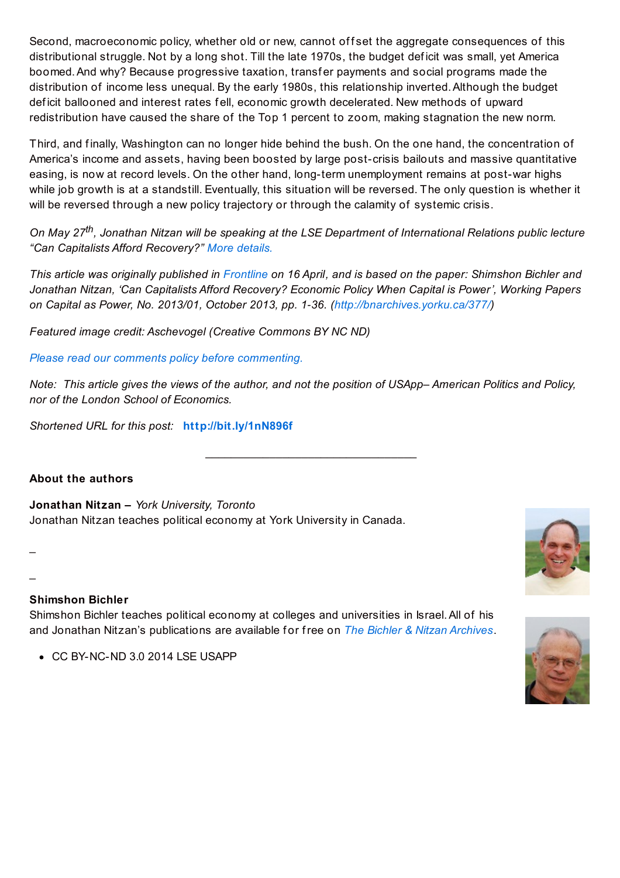Second, macroeconomic policy, whether old or new, cannot offset the aggregate consequences of this distributional struggle. Not by a long shot. Till the late 1970s, the budget deficit was small, yet America boomed. And why? Because progressive taxation, transfer payments and social programs made the distribution of income less unequal. By the early 1980s, this relationship inverted. Although the budget deficit ballooned and interest rates fell, economic growth decelerated. New methods of upward redistribution have caused the share of the Top 1 percent to zoom, making stagnation the new norm.

Third, and finally, Washington can no longer hide behind the bush. On the one hand, the concentration of America's income and assets, having been boosted by large post-crisis bailouts and massive quantitative easing, is now at record levels. On the other hand, long-term unemployment remains at post-war highs while job growth is at a standstill. Eventually, this situation will be reversed. The only question is whether it will be reversed through a new policy trajectory or through the calamity of systemic crisis.

*On May 27th, Jonathan Nitzan will be speaking at the LSE Department of International Relations public lecture "Can Capitalists Afford Recovery?" More details.*

*This article was originally published in Frontline on 16 April, and is based on the paper: Shimshon Bichler and Jonathan Nitzan, 'Can Capitalists Afford Recovery? Economic Policy When Capital is Power', Working Papers on Capital as Power, No. 2013/01, October 2013, pp. 1-36. (http://bnarchives.yorku.ca/377/)*

*Featured image credit: Aschevogel (Creative Commons BY NC ND)*

*Please read our comments policy before commenting.*

*Note: This article gives the views of the author, and not the position of USApp– American Politics and Policy, nor of the London School of Economics.*

*Shortened URL for this post:* **http://bit.ly/1nN896f**

---

**About the authors**

**Jonathan Nitzan –** *York University, Toronto*
Jonathan Nitzan teaches political economy at York University in Canada.

–

–

**Shimshon Bichler**
Shimshon Bichler teaches political economy at colleges and universities in Israel. All of his and Jonathan Nitzan's publications are available for free on *The Bichler & Nitzan Archives*.

- CC BY-NC-ND 3.0 2014 LSE USAPP